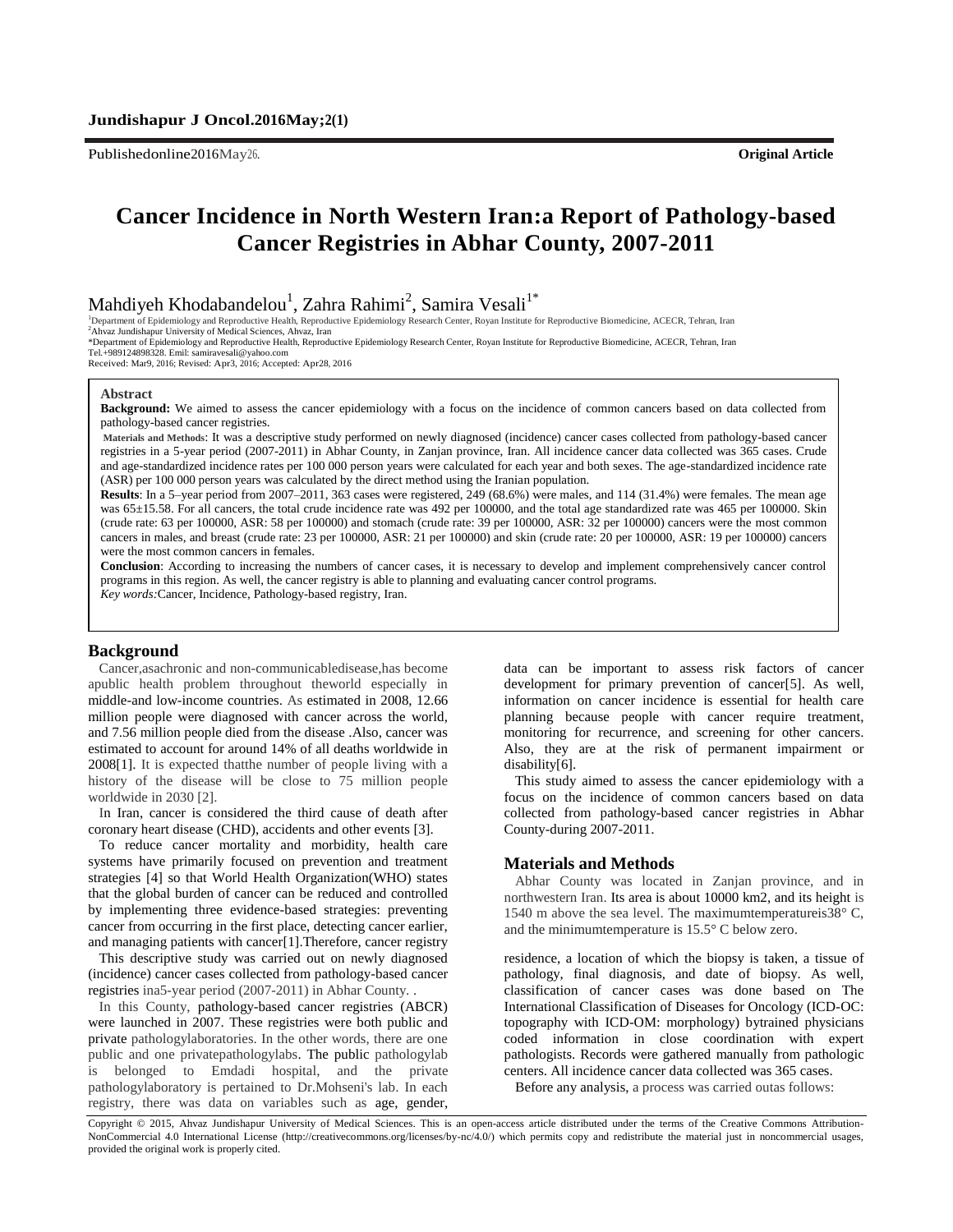Publishedonline2016May26.

**Original Article**

# Cancer Incidence in North Western Iran:a Report of Pathology-based Cancer Registries in Abhar County, 2007-2011

Mahdiyeh Khodabandelou[1], Zahra Rahimi[2], Samira Vesali[1*]

[1]Department of Epidemiology and Reproductive Health, Reproductive Epidemiology Research Center, Royan Institute for Reproductive Biomedicine, ACECR, Tehran, Iran
[2]Ahvaz Jundishapur University of Medical Sciences, Ahvaz, Iran
*Department of Epidemiology and Reproductive Health, Reproductive Epidemiology Research Center, Royan Institute for Reproductive Biomedicine, ACECR, Tehran, Iran
Tel.+989124898328. Emil: samiravesali@yahoo.com
Received: Mar9, 2016; Revised: Apr3, 2016; Accepted: Apr28, 2016

**Abstract**

**Background:** We aimed to assess the cancer epidemiology with a focus on the incidence of common cancers based on data collected from pathology-based cancer registries.

**Materials and Methods**: It was a descriptive study performed on newly diagnosed (incidence) cancer cases collected from pathology-based cancer registries in a 5-year period (2007-2011) in Abhar County, in Zanjan province, Iran. All incidence cancer data collected was 365 cases. Crude and age-standardized incidence rates per 100 000 person years were calculated for each year and both sexes. The age-standardized incidence rate (ASR) per 100 000 person years was calculated by the direct method using the Iranian population.

**Results**: In a 5–year period from 2007–2011, 363 cases were registered, 249 (68.6%) were males, and 114 (31.4%) were females. The mean age was 65±15.58. For all cancers, the total crude incidence rate was 492 per 100000, and the total age standardized rate was 465 per 100000. Skin (crude rate: 63 per 100000, ASR: 58 per 100000) and stomach (crude rate: 39 per 100000, ASR: 32 per 100000) cancers were the most common cancers in males, and breast (crude rate: 23 per 100000, ASR: 21 per 100000) and skin (crude rate: 20 per 100000, ASR: 19 per 100000) cancers were the most common cancers in females.

**Conclusion**: According to increasing the numbers of cancer cases, it is necessary to develop and implement comprehensively cancer control programs in this region. As well, the cancer registry is able to planning and evaluating cancer control programs.

*Key words:*Cancer, Incidence, Pathology-based registry, Iran.

## Background

Cancer,asachronic and non-communicabledisease,has become apublic health problem throughout theworld especially in middle-and low-income countries. As estimated in 2008, 12.66 million people were diagnosed with cancer across the world, and 7.56 million people died from the disease .Also, cancer was estimated to account for around 14% of all deaths worldwide in 2008[1]. It is expected thatthe number of people living with a history of the disease will be close to 75 million people worldwide in 2030 [2].

In Iran, cancer is considered the third cause of death after coronary heart disease (CHD), accidents and other events [3].

To reduce cancer mortality and morbidity, health care systems have primarily focused on prevention and treatment strategies [4] so that World Health Organization(WHO) states that the global burden of cancer can be reduced and controlled by implementing three evidence-based strategies: preventing cancer from occurring in the first place, detecting cancer earlier, and managing patients with cancer[1].Therefore, cancer registry data can be important to assess risk factors of cancer development for primary prevention of cancer[5]. As well, information on cancer incidence is essential for health care planning because people with cancer require treatment, monitoring for recurrence, and screening for other cancers. Also, they are at the risk of permanent impairment or disability[6].

This study aimed to assess the cancer epidemiology with a focus on the incidence of common cancers based on data collected from pathology-based cancer registries in Abhar County-during 2007-2011.

## Materials and Methods

Abhar County was located in Zanjan province, and in northwestern Iran. Its area is about 10000 km2, and its height is 1540 m above the sea level. The maximumtemperatureis38° C, and the minimumtemperature is 15.5° C below zero.

This descriptive study was carried out on newly diagnosed (incidence) cancer cases collected from pathology-based cancer registries ina5-year period (2007-2011) in Abhar County. .

In this County, pathology-based cancer registries (ABCR) were launched in 2007. These registries were both public and private pathologylaboratories. In the other words, there are one public and one privatepathologylabs. The public pathologylab is belonged to Emdadi hospital, and the private pathologylaboratory is pertained to Dr.Mohseni's lab. In each registry, there was data on variables such as age, gender, residence, a location of which the biopsy is taken, a tissue of pathology, final diagnosis, and date of biopsy. As well, classification of cancer cases was done based on The International Classification of Diseases for Oncology (ICD-OC: topography with ICD-OM: morphology) bytrained physicians coded information in close coordination with expert pathologists. Records were gathered manually from pathologic centers. All incidence cancer data collected was 365 cases.

Before any analysis, a process was carried outas follows:

Copyright © 2015, Ahvaz Jundishapur University of Medical Sciences. This is an open-access article distributed under the terms of the Creative Commons Attribution-NonCommercial 4.0 International License (http://creativecommons.org/licenses/by-nc/4.0/) which permits copy and redistribute the material just in noncommercial usages, provided the original work is properly cited.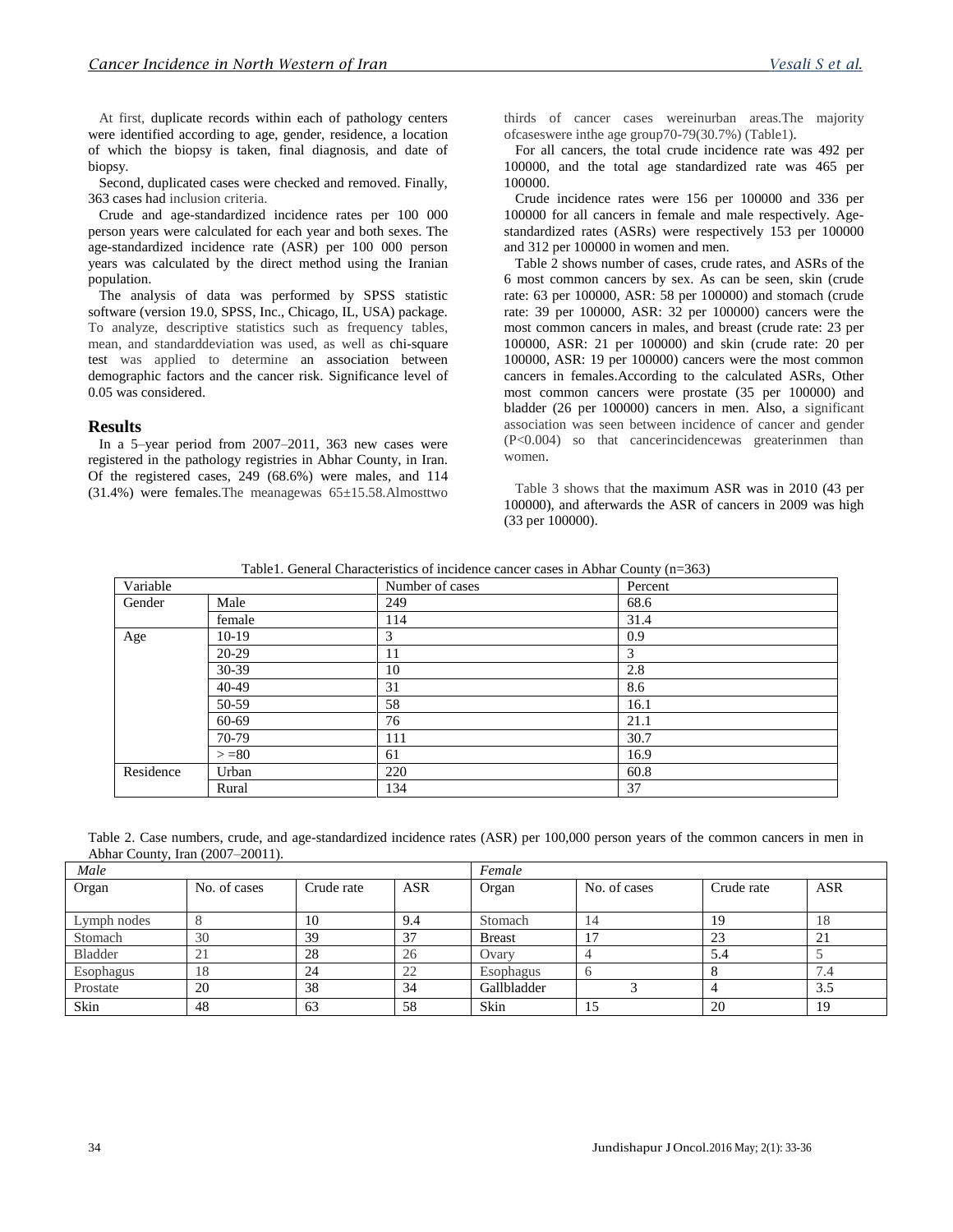At first, duplicate records within each of pathology centers were identified according to age, gender, residence, a location of which the biopsy is taken, final diagnosis, and date of biopsy.

Second, duplicated cases were checked and removed. Finally, 363 cases had inclusion criteria.

Crude and age-standardized incidence rates per 100 000 person years were calculated for each year and both sexes. The age-standardized incidence rate (ASR) per 100 000 person years was calculated by the direct method using the Iranian population.

The analysis of data was performed by SPSS statistic software (version 19.0, SPSS, Inc., Chicago, IL, USA) package. To analyze, descriptive statistics such as frequency tables, mean, and standarddeviation was used, as well as chi-square test was applied to determine an association between demographic factors and the cancer risk. Significance level of 0.05 was considered.

## Results

In a 5–year period from 2007–2011, 363 new cases were registered in the pathology registries in Abhar County, in Iran. Of the registered cases, 249 (68.6%) were males, and 114 (31.4%) were females.The meanagewas 65±15.58.Almosttwo thirds of cancer cases wereinurban areas.The majority ofcaseswere inthe age group70-79(30.7%) (Table1).

For all cancers, the total crude incidence rate was 492 per 100000, and the total age standardized rate was 465 per 100000.

Crude incidence rates were 156 per 100000 and 336 per 100000 for all cancers in female and male respectively. Age-standardized rates (ASRs) were respectively 153 per 100000 and 312 per 100000 in women and men.

Table 2 shows number of cases, crude rates, and ASRs of the 6 most common cancers by sex. As can be seen, skin (crude rate: 63 per 100000, ASR: 58 per 100000) and stomach (crude rate: 39 per 100000, ASR: 32 per 100000) cancers were the most common cancers in males, and breast (crude rate: 23 per 100000, ASR: 21 per 100000) and skin (crude rate: 20 per 100000, ASR: 19 per 100000) cancers were the most common cancers in females.According to the calculated ASRs, Other most common cancers were prostate (35 per 100000) and bladder (26 per 100000) cancers in men. Also, a significant association was seen between incidence of cancer and gender (P<0.004) so that cancerincidencewas greaterinmen than women.

Table 3 shows that the maximum ASR was in 2010 (43 per 100000), and afterwards the ASR of cancers in 2009 was high (33 per 100000).

Table1. General Characteristics of incidence cancer cases in Abhar County (n=363)

| Variable | | Number of cases | Percent |
|---|---|---|---|
| Gender | Male | 249 | 68.6 |
| | female | 114 | 31.4 |
| Age | 10-19 | 3 | 0.9 |
| | 20-29 | 11 | 3 |
| | 30-39 | 10 | 2.8 |
| | 40-49 | 31 | 8.6 |
| | 50-59 | 58 | 16.1 |
| | 60-69 | 76 | 21.1 |
| | 70-79 | 111 | 30.7 |
| | > =80 | 61 | 16.9 |
| Residence | Urban | 220 | 60.8 |
| | Rural | 134 | 37 |

Table 2. Case numbers, crude, and age-standardized incidence rates (ASR) per 100,000 person years of the common cancers in men in Abhar County, Iran (2007–20011).

| *Male* | | | | *Female* | | | |
|---|---|---|---|---|---|---|---|
| Organ | No. of cases | Crude rate | ASR | Organ | No. of cases | Crude rate | ASR |
| Lymph nodes | 8 | 10 | 9.4 | Stomach | 14 | 19 | 18 |
| Stomach | 30 | 39 | 37 | Breast | 17 | 23 | 21 |
| Bladder | 21 | 28 | 26 | Ovary | 4 | 5.4 | 5 |
| Esophagus | 18 | 24 | 22 | Esophagus | 6 | 8 | 7.4 |
| Prostate | 20 | 38 | 34 | Gallbladder | 3 | 4 | 3.5 |
| Skin | 48 | 63 | 58 | Skin | 15 | 20 | 19 |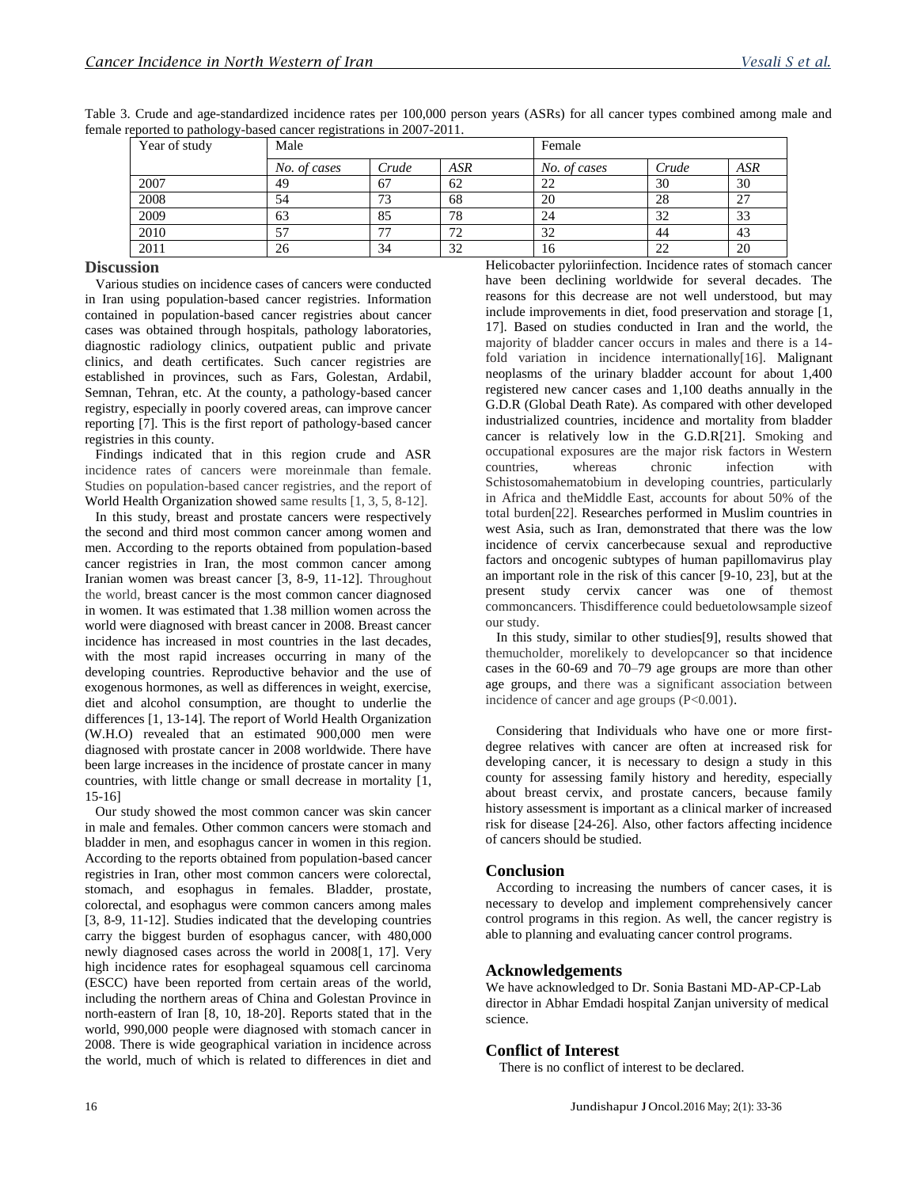Table 3. Crude and age-standardized incidence rates per 100,000 person years (ASRs) for all cancer types combined among male and female reported to pathology-based cancer registrations in 2007-2011.

| Year of study | Male | | | Female | | |
|---|---|---|---|---|---|---|
| | *No. of cases* | *Crude* | *ASR* | *No. of cases* | *Crude* | *ASR* |
| 2007 | 49 | 67 | 62 | 22 | 30 | 30 |
| 2008 | 54 | 73 | 68 | 20 | 28 | 27 |
| 2009 | 63 | 85 | 78 | 24 | 32 | 33 |
| 2010 | 57 | 77 | 72 | 32 | 44 | 43 |
| 2011 | 26 | 34 | 32 | 16 | 22 | 20 |

## Discussion

Various studies on incidence cases of cancers were conducted in Iran using population-based cancer registries. Information contained in population-based cancer registries about cancer cases was obtained through hospitals, pathology laboratories, diagnostic radiology clinics, outpatient public and private clinics, and death certificates. Such cancer registries are established in provinces, such as Fars, Golestan, Ardabil, Semnan, Tehran, etc. At the county, a pathology-based cancer registry, especially in poorly covered areas, can improve cancer reporting [7]. This is the first report of pathology-based cancer registries in this county.

Findings indicated that in this region crude and ASR incidence rates of cancers were moreinmale than female. Studies on population-based cancer registries, and the report of World Health Organization showed same results [1, 3, 5, 8-12].

In this study, breast and prostate cancers were respectively the second and third most common cancer among women and men. According to the reports obtained from population-based cancer registries in Iran, the most common cancer among Iranian women was breast cancer [3, 8-9, 11-12]. Throughout the world, breast cancer is the most common cancer diagnosed in women. It was estimated that 1.38 million women across the world were diagnosed with breast cancer in 2008. Breast cancer incidence has increased in most countries in the last decades, with the most rapid increases occurring in many of the developing countries. Reproductive behavior and the use of exogenous hormones, as well as differences in weight, exercise, diet and alcohol consumption, are thought to underlie the differences [1, 13-14]. The report of World Health Organization (W.H.O) revealed that an estimated 900,000 men were diagnosed with prostate cancer in 2008 worldwide. There have been large increases in the incidence of prostate cancer in many countries, with little change or small decrease in mortality [1, 15-16]

Our study showed the most common cancer was skin cancer in male and females. Other common cancers were stomach and bladder in men, and esophagus cancer in women in this region. According to the reports obtained from population-based cancer registries in Iran, other most common cancers were colorectal, stomach, and esophagus in females. Bladder, prostate, colorectal, and esophagus were common cancers among males [3, 8-9, 11-12]. Studies indicated that the developing countries carry the biggest burden of esophagus cancer, with 480,000 newly diagnosed cases across the world in 2008[1, 17]. Very high incidence rates for esophageal squamous cell carcinoma (ESCC) have been reported from certain areas of the world, including the northern areas of China and Golestan Province in north-eastern of Iran [8, 10, 18-20]. Reports stated that in the world, 990,000 people were diagnosed with stomach cancer in 2008. There is wide geographical variation in incidence across the world, much of which is related to differences in diet and Helicobacter pyloriinfection. Incidence rates of stomach cancer have been declining worldwide for several decades. The reasons for this decrease are not well understood, but may include improvements in diet, food preservation and storage [1, 17]. Based on studies conducted in Iran and the world, the majority of bladder cancer occurs in males and there is a 14-fold variation in incidence internationally[16]. Malignant neoplasms of the urinary bladder account for about 1,400 registered new cancer cases and 1,100 deaths annually in the G.D.R (Global Death Rate). As compared with other developed industrialized countries, incidence and mortality from bladder cancer is relatively low in the G.D.R[21]. Smoking and occupational exposures are the major risk factors in Western countries, whereas chronic infection with Schistosomahematobium in developing countries, particularly in Africa and theMiddle East, accounts for about 50% of the total burden[22]. Researches performed in Muslim countries in west Asia, such as Iran, demonstrated that there was the low incidence of cervix cancerbecause sexual and reproductive factors and oncogenic subtypes of human papillomavirus play an important role in the risk of this cancer [9-10, 23], but at the present study cervix cancer was one of themost commoncancers. Thisdifference could beduetolowsample sizeof our study.

In this study, similar to other studies[9], results showed that themucholder, morelikely to developcancer so that incidence cases in the 60-69 and 70–79 age groups are more than other age groups, and there was a significant association between incidence of cancer and age groups ($P<0.001$).

Considering that Individuals who have one or more first-degree relatives with cancer are often at increased risk for developing cancer, it is necessary to design a study in this county for assessing family history and heredity, especially about breast cervix, and prostate cancers, because family history assessment is important as a clinical marker of increased risk for disease [24-26]. Also, other factors affecting incidence of cancers should be studied.

## Conclusion

According to increasing the numbers of cancer cases, it is necessary to develop and implement comprehensively cancer control programs in this region. As well, the cancer registry is able to planning and evaluating cancer control programs.

## Acknowledgements

We have acknowledged to Dr. Sonia Bastani MD-AP-CP-Lab director in Abhar Emdadi hospital Zanjan university of medical science.

## Conflict of Interest

There is no conflict of interest to be declared.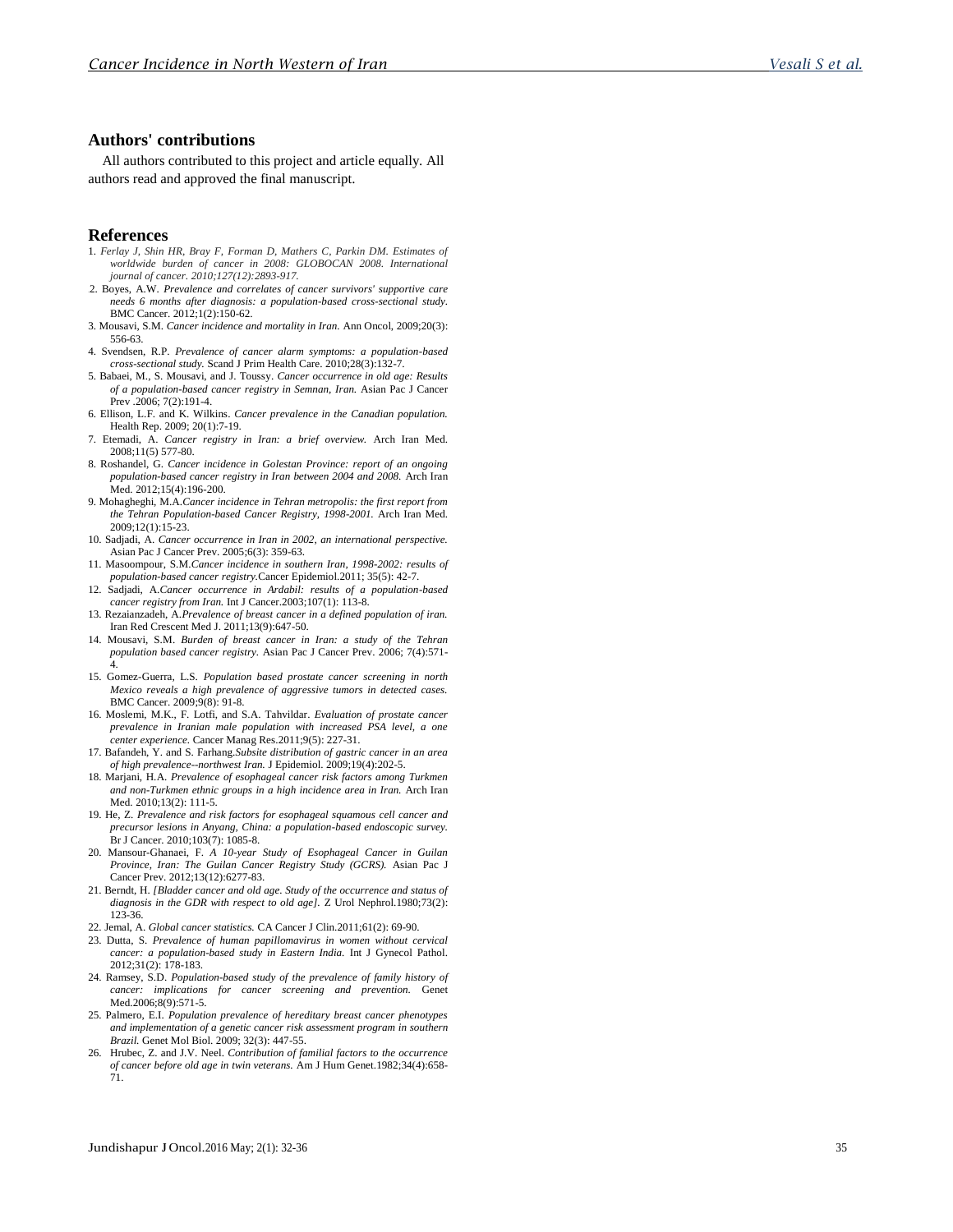## Authors' contributions

All authors contributed to this project and article equally. All authors read and approved the final manuscript.

## References

1. *Ferlay J, Shin HR, Bray F, Forman D, Mathers C, Parkin DM. Estimates of worldwide burden of cancer in 2008: GLOBOCAN 2008. International journal of cancer. 2010;127(12):2893-917.*
2. Boyes, A.W. *Prevalence and correlates of cancer survivors' supportive care needs 6 months after diagnosis: a population-based cross-sectional study.* BMC Cancer. 2012;1(2):150-62.
3. Mousavi, S.M. *Cancer incidence and mortality in Iran.* Ann Oncol, 2009;20(3): 556-63.
4. Svendsen, R.P. *Prevalence of cancer alarm symptoms: a population-based cross-sectional study.* Scand J Prim Health Care. 2010;28(3):132-7.
5. Babaei, M., S. Mousavi, and J. Toussy. *Cancer occurrence in old age: Results of a population-based cancer registry in Semnan, Iran.* Asian Pac J Cancer Prev .2006; 7(2):191-4.
6. Ellison, L.F. and K. Wilkins. *Cancer prevalence in the Canadian population.* Health Rep. 2009; 20(1):7-19.
7. Etemadi, A. *Cancer registry in Iran: a brief overview.* Arch Iran Med. 2008;11(5) 577-80.
8. Roshandel, G. *Cancer incidence in Golestan Province: report of an ongoing population-based cancer registry in Iran between 2004 and 2008.* Arch Iran Med. 2012;15(4):196-200.
9. Mohagheghi, M.A.*Cancer incidence in Tehran metropolis: the first report from the Tehran Population-based Cancer Registry, 1998-2001.* Arch Iran Med. 2009;12(1):15-23.
10. Sadjadi, A. *Cancer occurrence in Iran in 2002, an international perspective.* Asian Pac J Cancer Prev. 2005;6(3): 359-63.
11. Masoompour, S.M.*Cancer incidence in southern Iran, 1998-2002: results of population-based cancer registry.*Cancer Epidemiol.2011; 35(5): 42-7.
12. Sadjadi, A.*Cancer occurrence in Ardabil: results of a population-based cancer registry from Iran.* Int J Cancer.2003;107(1): 113-8.
13. Rezaianzadeh, A.*Prevalence of breast cancer in a defined population of iran.* Iran Red Crescent Med J. 2011;13(9):647-50.
14. Mousavi, S.M. *Burden of breast cancer in Iran: a study of the Tehran population based cancer registry.* Asian Pac J Cancer Prev. 2006; 7(4):571-4.
15. Gomez-Guerra, L.S. *Population based prostate cancer screening in north Mexico reveals a high prevalence of aggressive tumors in detected cases.* BMC Cancer. 2009;9(8): 91-8.
16. Moslemi, M.K., F. Lotfi, and S.A. Tahvildar. *Evaluation of prostate cancer prevalence in Iranian male population with increased PSA level, a one center experience.* Cancer Manag Res.2011;9(5): 227-31.
17. Bafandeh, Y. and S. Farhang.*Subsite distribution of gastric cancer in an area of high prevalence--northwest Iran.* J Epidemiol. 2009;19(4):202-5.
18. Marjani, H.A. *Prevalence of esophageal cancer risk factors among Turkmen and non-Turkmen ethnic groups in a high incidence area in Iran.* Arch Iran Med. 2010;13(2): 111-5.
19. He, Z. *Prevalence and risk factors for esophageal squamous cell cancer and precursor lesions in Anyang, China: a population-based endoscopic survey.* Br J Cancer. 2010;103(7): 1085-8.
20. Mansour-Ghanaei, F. *A 10-year Study of Esophageal Cancer in Guilan Province, Iran: The Guilan Cancer Registry Study (GCRS).* Asian Pac J Cancer Prev. 2012;13(12):6277-83.
21. Berndt, H. *[Bladder cancer and old age. Study of the occurrence and status of diagnosis in the GDR with respect to old age].* Z Urol Nephrol.1980;73(2): 123-36.
22. Jemal, A. *Global cancer statistics.* CA Cancer J Clin.2011;61(2): 69-90.
23. Dutta, S. *Prevalence of human papillomavirus in women without cervical cancer: a population-based study in Eastern India.* Int J Gynecol Pathol. 2012;31(2): 178-183.
24. Ramsey, S.D. *Population-based study of the prevalence of family history of cancer: implications for cancer screening and prevention.* Genet Med.2006;8(9):571-5.
25. Palmero, E.I. *Population prevalence of hereditary breast cancer phenotypes and implementation of a genetic cancer risk assessment program in southern Brazil.* Genet Mol Biol. 2009; 32(3): 447-55.
26. Hrubec, Z. and J.V. Neel. *Contribution of familial factors to the occurrence of cancer before old age in twin veterans.* Am J Hum Genet.1982;34(4):658-71.